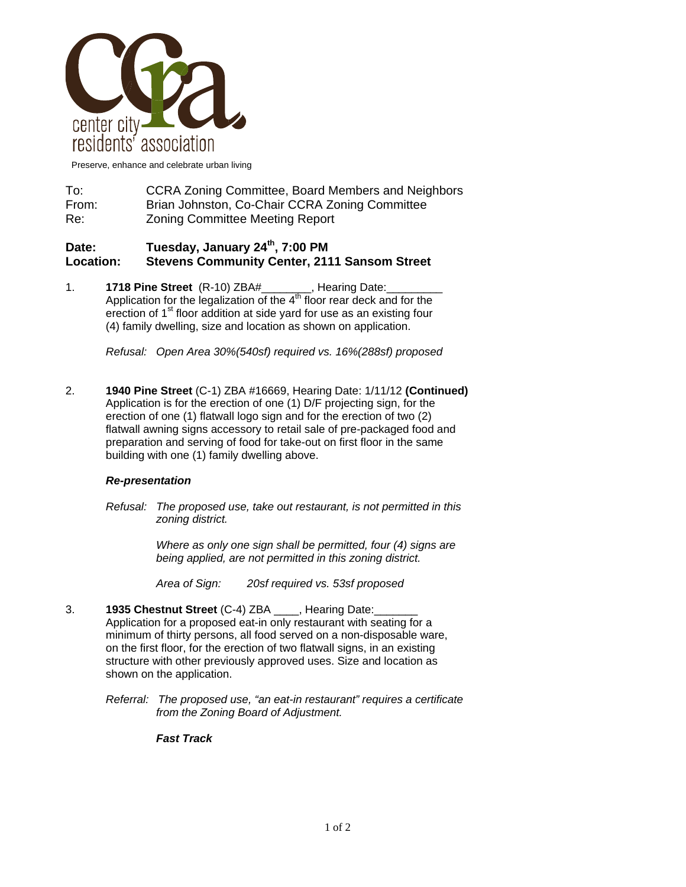center city residents' association

Preserve, enhance and celebrate urban living

To: CCRA Zoning Committee, Board Members and Neighbors
From: Brian Johnston, Co-Chair CCRA Zoning Committee
Re: Zoning Committee Meeting Report

**Date: Tuesday, January 24th, 7:00 PM**
**Location: Stevens Community Center, 2111 Sansom Street**

1. **1718 Pine Street** (R-10) ZBA#________, Hearing Date:_________
   Application for the legalization of the 4th floor rear deck and for the erection of 1st floor addition at side yard for use as an existing four (4) family dwelling, size and location as shown on application.

   *Refusal: Open Area 30%(540sf) required vs. 16%(288sf) proposed*

2. **1940 Pine Street** (C-1) ZBA #16669, Hearing Date: 1/11/12 **(Continued)**
   Application is for the erection of one (1) D/F projecting sign, for the erection of one (1) flatwall logo sign and for the erection of two (2) flatwall awning signs accessory to retail sale of pre-packaged food and preparation and serving of food for take-out on first floor in the same building with one (1) family dwelling above.

   ***Re-presentation***

   *Refusal: The proposed use, take out restaurant, is not permitted in this zoning district.*

   *Where as only one sign shall be permitted, four (4) signs are being applied, are not permitted in this zoning district.*

   *Area of Sign: 20sf required vs. 53sf proposed*

3. **1935 Chestnut Street** (C-4) ZBA ____, Hearing Date:_______
   Application for a proposed eat-in only restaurant with seating for a minimum of thirty persons, all food served on a non-disposable ware, on the first floor, for the erection of two flatwall signs, in an existing structure with other previously approved uses. Size and location as shown on the application.

   *Referral: The proposed use, "an eat-in restaurant" requires a certificate from the Zoning Board of Adjustment.*

   ***Fast Track***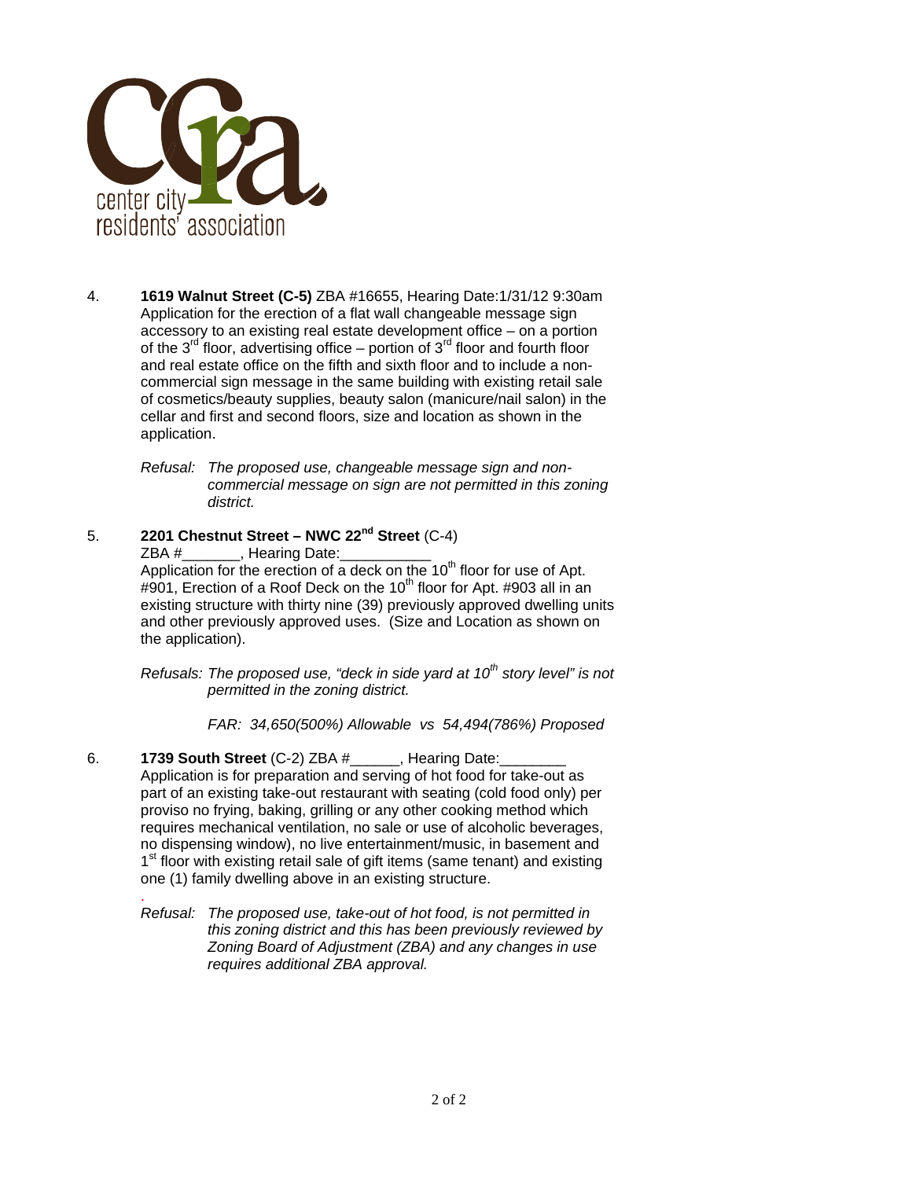4. **1619 Walnut Street (C-5)** ZBA #16655, Hearing Date:1/31/12 9:30am Application for the erection of a flat wall changeable message sign accessory to an existing real estate development office – on a portion of the 3rd floor, advertising office – portion of 3rd floor and fourth floor and real estate office on the fifth and sixth floor and to include a non-commercial sign message in the same building with existing retail sale of cosmetics/beauty supplies, beauty salon (manicure/nail salon) in the cellar and first and second floors, size and location as shown in the application.

   *Refusal: The proposed use, changeable message sign and non-commercial message on sign are not permitted in this zoning district.*

5. **2201 Chestnut Street – NWC 22nd Street** (C-4)
   ZBA #_______, Hearing Date:___________
   Application for the erection of a deck on the 10th floor for use of Apt. #901, Erection of a Roof Deck on the 10th floor for Apt. #903 all in an existing structure with thirty nine (39) previously approved dwelling units and other previously approved uses. (Size and Location as shown on the application).

   *Refusals: The proposed use, "deck in side yard at 10th story level" is not permitted in the zoning district.*

   *FAR: 34,650(500%) Allowable vs 54,494(786%) Proposed*

6. **1739 South Street** (C-2) ZBA #______, Hearing Date:________ Application is for preparation and serving of hot food for take-out as part of an existing take-out restaurant with seating (cold food only) per proviso no frying, baking, grilling or any other cooking method which requires mechanical ventilation, no sale or use of alcoholic beverages, no dispensing window), no live entertainment/music, in basement and 1st floor with existing retail sale of gift items (same tenant) and existing one (1) family dwelling above in an existing structure.

   *Refusal: The proposed use, take-out of hot food, is not permitted in this zoning district and this has been previously reviewed by Zoning Board of Adjustment (ZBA) and any changes in use requires additional ZBA approval.*